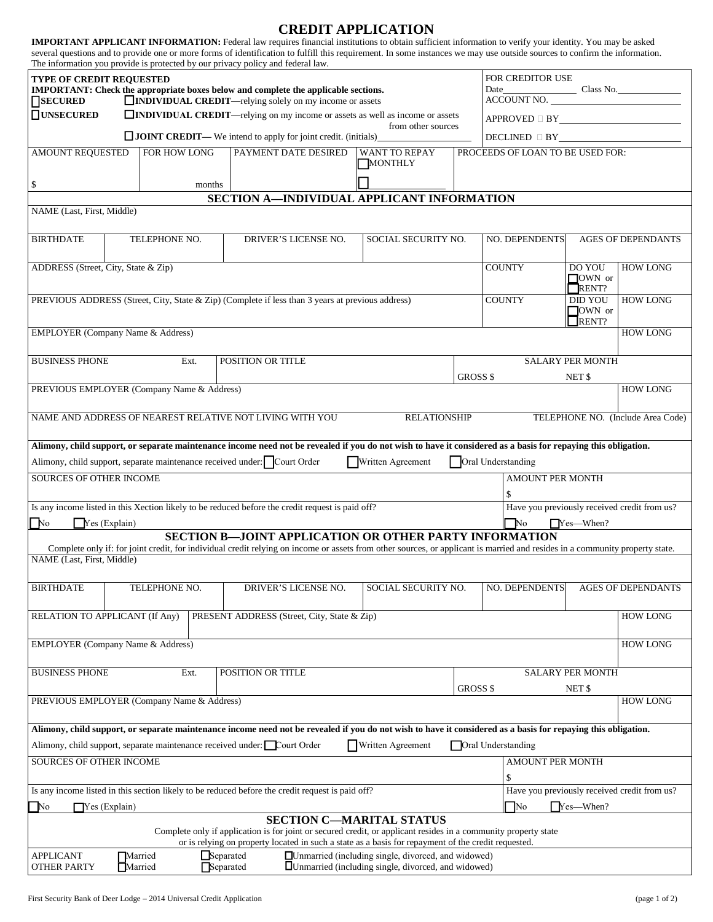# CREDIT APPLICATION

**IMPORTANT APPLICANT INFORMATION:** Federal law requires financial institutions to obtain sufficient information to verify your identity. You may be asked several questions and to provide one or more forms of identification to fulfill this requirement. In some instances we may use outside sources to confirm the information. The information you provide is protected by our privacy policy and federal law.

| TYPE OF CREDIT REQUESTED | FOR CREDITOR USE |
|---|---|
| **IMPORTANT: Check the appropriate boxes below and complete the applicable sections.** | Date\_\_\_\_\_\_\_\_ Class No.\_\_\_\_\_\_\_\_ |
| ☐ **SECURED** ☐ **INDIVIDUAL CREDIT—**relying solely on my income or assets | ACCOUNT NO. \_\_\_\_\_\_\_\_ |
| ☐ **UNSECURED** ☐ **INDIVIDUAL CREDIT—**relying on my income or assets as well as income or assets from other sources | APPROVED ☐ BY\_\_\_\_\_\_\_\_ |
| ☐ **JOINT CREDIT—** We intend to apply for joint credit. (initials)\_\_\_\_\_\_\_\_ | DECLINED ☐ BY\_\_\_\_\_\_\_\_ |

| AMOUNT REQUESTED | FOR HOW LONG | PAYMENT DATE DESIRED | WANT TO REPAY | PROCEEDS OF LOAN TO BE USED FOR: |
|---|---|---|---|---|
| $ | months | | ☐ MONTHLY ☐ \_\_\_\_\_\_\_\_ | |

## SECTION A—INDIVIDUAL APPLICANT INFORMATION

| NAME (Last, First, Middle) | | | | | |
|---|---|---|---|---|---|
| BIRTHDATE | TELEPHONE NO. | DRIVER'S LICENSE NO. | SOCIAL SECURITY NO. | NO. DEPENDENTS | AGES OF DEPENDANTS |

| ADDRESS (Street, City, State & Zip) | COUNTY | DO YOU ☐ OWN or ☐ RENT? | HOW LONG |
|---|---|---|---|
| PREVIOUS ADDRESS (Street, City, State & Zip) (Complete if less than 3 years at previous address) | COUNTY | DID YOU ☐ OWN or ☐ RENT? | HOW LONG |

| EMPLOYER (Company Name & Address) | | | HOW LONG |
|---|---|---|---|
| BUSINESS PHONE Ext. | POSITION OR TITLE | SALARY PER MONTH GROSS $ NET $ | |
| PREVIOUS EMPLOYER (Company Name & Address) | | | HOW LONG |

| NAME AND ADDRESS OF NEAREST RELATIVE NOT LIVING WITH YOU | RELATIONSHIP | TELEPHONE NO. (Include Area Code) |
|---|---|---|
| | | |

**Alimony, child support, or separate maintenance income need not be revealed if you do not wish to have it considered as a basis for repaying this obligation.**

Alimony, child support, separate maintenance received under: ☐ Court Order ☐ Written Agreement ☐ Oral Understanding

| SOURCES OF OTHER INCOME | AMOUNT PER MONTH |
|---|---|
| | $ |
| Is any income listed in this Xection likely to be reduced before the credit request is paid off? | Have you previously received credit from us? |
| ☐ No ☐ Yes (Explain) | ☐ No ☐ Yes—When? |

## SECTION B—JOINT APPLICATION OR OTHER PARTY INFORMATION

Complete only if: for joint credit, for individual credit relying on income or assets from other sources, or applicant is married and resides in a community property state.

| NAME (Last, First, Middle) | | | | | |
|---|---|---|---|---|---|
| BIRTHDATE | TELEPHONE NO. | DRIVER'S LICENSE NO. | SOCIAL SECURITY NO. | NO. DEPENDENTS | AGES OF DEPENDANTS |

| RELATION TO APPLICANT (If Any) | PRESENT ADDRESS (Street, City, State & Zip) | HOW LONG |
|---|---|---|
| | | |

| EMPLOYER (Company Name & Address) | | | HOW LONG |
|---|---|---|---|
| BUSINESS PHONE Ext. | POSITION OR TITLE | SALARY PER MONTH GROSS $ NET $ | |
| PREVIOUS EMPLOYER (Company Name & Address) | | | HOW LONG |

**Alimony, child support, or separate maintenance income need not be revealed if you do not wish to have it considered as a basis for repaying this obligation.**

Alimony, child support, separate maintenance received under: ☐ Court Order ☐ Written Agreement ☐ Oral Understanding

| SOURCES OF OTHER INCOME | AMOUNT PER MONTH |
|---|---|
| | $ |
| Is any income listed in this section likely to be reduced before the credit request is paid off? | Have you previously received credit from us? |
| ☐ No ☐ Yes (Explain) | ☐ No ☐ Yes—When? |

## SECTION C—MARITAL STATUS

Complete only if application is for joint or secured credit, or applicant resides in a community property state or is relying on property located in such a state as a basis for repayment of the credit requested.

| | | | |
|---|---|---|---|
| APPLICANT | ☐ Married | ☐ Separated | ☐ Unmarried (including single, divorced, and widowed) |
| OTHER PARTY | ☐ Married | ☐ Separated | ☐ Unmarried (including single, divorced, and widowed) |

First Security Bank of Deer Lodge – 2014 Universal Credit Application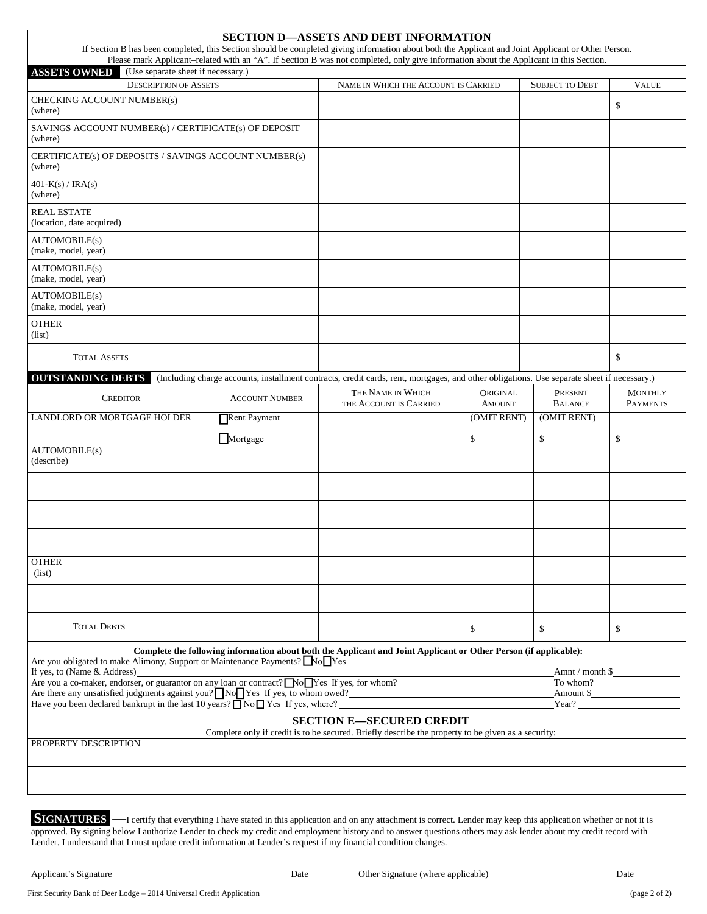## SECTION D—ASSETS AND DEBT INFORMATION

If Section B has been completed, this Section should be completed giving information about both the Applicant and Joint Applicant or Other Person. Please mark Applicant–related with an "A". If Section B was not completed, only give information about the Applicant in this Section.

**ASSETS OWNED** (Use separate sheet if necessary.)

| Description of Assets | Name in Which the Account is Carried | Subject to Debt | Value |
|---|---|---|---|
| CHECKING ACCOUNT NUMBER(s) (where) | | | $ |
| SAVINGS ACCOUNT NUMBER(s) / CERTIFICATE(s) OF DEPOSIT (where) | | | |
| CERTIFICATE(s) OF DEPOSITS / SAVINGS ACCOUNT NUMBER(s) (where) | | | |
| 401-K(s) / IRA(s) (where) | | | |
| REAL ESTATE (location, date acquired) | | | |
| AUTOMOBILE(s) (make, model, year) | | | |
| AUTOMOBILE(s) (make, model, year) | | | |
| AUTOMOBILE(s) (make, model, year) | | | |
| OTHER (list) | | | |
| Total Assets | | | $ |

**OUTSTANDING DEBTS** (Including charge accounts, installment contracts, credit cards, rent, mortgages, and other obligations. Use separate sheet if necessary.)

| Creditor | Account Number | The Name in Which the Account is Carried | Original Amount | Present Balance | Monthly Payments |
|---|---|---|---|---|---|
| LANDLORD OR MORTGAGE HOLDER | ☐ Rent Payment ☐ Mortgage | | (OMIT RENT) $ | (OMIT RENT) $ | $ |
| AUTOMOBILE(s) (describe) | | | | | |
| | | | | | |
| | | | | | |
| | | | | | |
| OTHER (list) | | | | | |
| | | | | | |
| Total Debts | | | $ | $ | $ |

**Complete the following information about both the Applicant and Joint Applicant or Other Person (if applicable):**

Are you obligated to make Alimony, Support or Maintenance Payments? ☐ No ☐ Yes

If yes, to (Name & Address)\_\_\_\_\_\_\_\_\_\_ Amnt / month $\_\_\_\_\_\_\_\_\_\_

Are you a co-maker, endorser, or guarantor on any loan or contract? ☐ No ☐ Yes If yes, for whom?\_\_\_\_\_\_\_\_\_\_ To whom? \_\_\_\_\_\_\_\_\_\_

Are there any unsatisfied judgments against you? ☐ No ☐ Yes If yes, to whom owed?\_\_\_\_\_\_\_\_\_\_ Amount $\_\_\_\_\_\_\_\_\_\_

Have you been declared bankrupt in the last 10 years? ☐ No ☐ Yes If yes, where? \_\_\_\_\_\_\_\_\_\_ Year? \_\_\_\_\_\_\_\_\_\_

## SECTION E—SECURED CREDIT

Complete only if credit is to be secured. Briefly describe the property to be given as a security:

PROPERTY DESCRIPTION

**SIGNATURES** —I certify that everything I have stated in this application and on any attachment is correct. Lender may keep this application whether or not it is approved. By signing below I authorize Lender to check my credit and employment history and to answer questions others may ask lender about my credit record with Lender. I understand that I must update credit information at Lender's request if my financial condition changes.

\_\_\_\_\_\_\_\_\_\_\_\_\_\_\_\_\_\_\_\_ \_\_\_\_\_\_\_\_\_\_\_\_\_\_\_\_\_\_\_\_

Applicant's Signature Date Other Signature (where applicable) Date

First Security Bank of Deer Lodge – 2014 Universal Credit Application